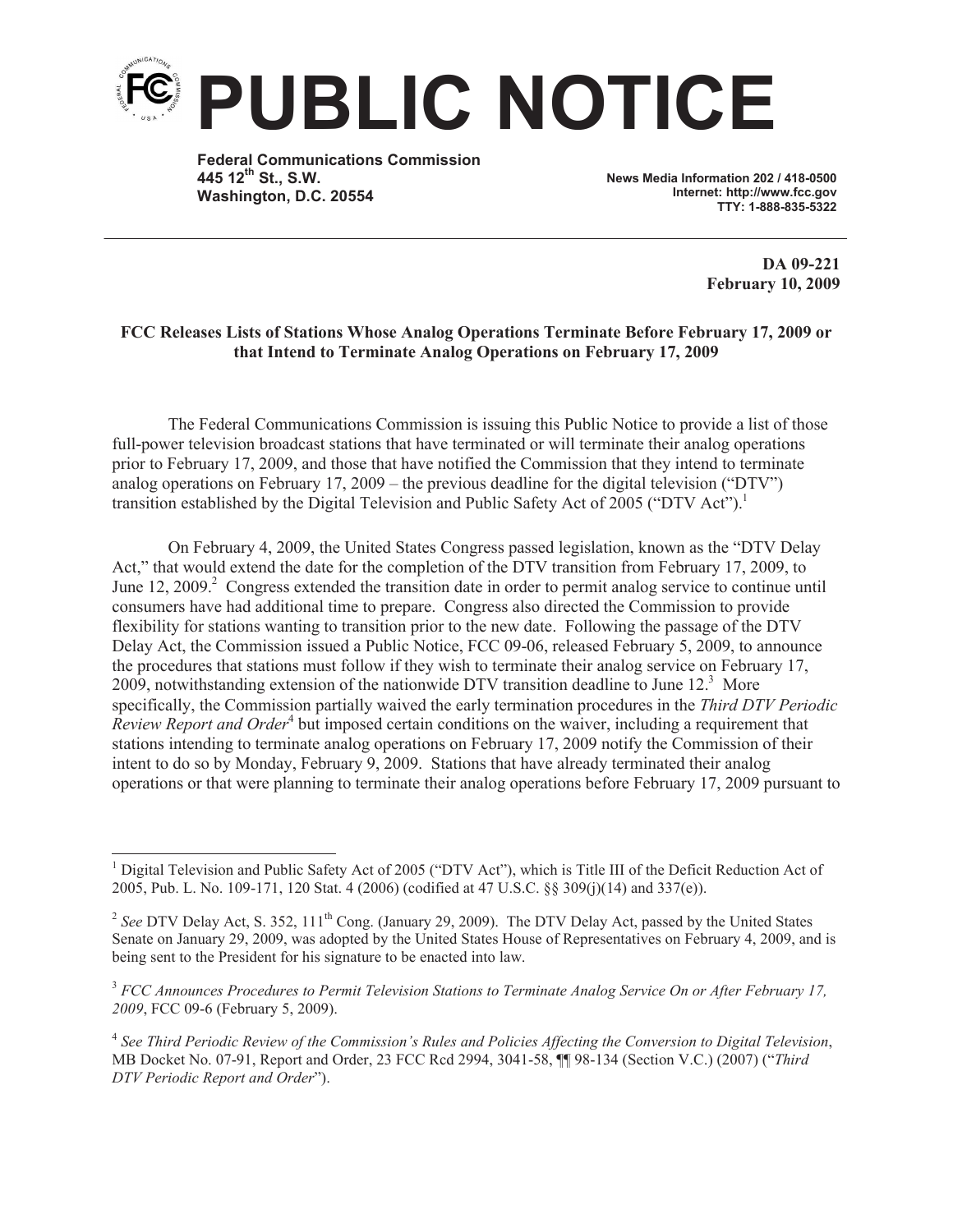# PUBLIC NOTICE

**Federal Communications Commission**
**445 12th St., S.W.**
**Washington, D.C. 20554**

**News Media Information 202 / 418-0500**
**Internet: http://www.fcc.gov**
**TTY: 1-888-835-5322**

**DA 09-221**
**February 10, 2009**

**FCC Releases Lists of Stations Whose Analog Operations Terminate Before February 17, 2009 or that Intend to Terminate Analog Operations on February 17, 2009**

The Federal Communications Commission is issuing this Public Notice to provide a list of those full-power television broadcast stations that have terminated or will terminate their analog operations prior to February 17, 2009, and those that have notified the Commission that they intend to terminate analog operations on February 17, 2009 – the previous deadline for the digital television ("DTV") transition established by the Digital Television and Public Safety Act of 2005 ("DTV Act").[1]

On February 4, 2009, the United States Congress passed legislation, known as the "DTV Delay Act," that would extend the date for the completion of the DTV transition from February 17, 2009, to June 12, 2009.[2] Congress extended the transition date in order to permit analog service to continue until consumers have had additional time to prepare. Congress also directed the Commission to provide flexibility for stations wanting to transition prior to the new date. Following the passage of the DTV Delay Act, the Commission issued a Public Notice, FCC 09-06, released February 5, 2009, to announce the procedures that stations must follow if they wish to terminate their analog service on February 17, 2009, notwithstanding extension of the nationwide DTV transition deadline to June 12.[3] More specifically, the Commission partially waived the early termination procedures in the *Third DTV Periodic Review Report and Order*[4] but imposed certain conditions on the waiver, including a requirement that stations intending to terminate analog operations on February 17, 2009 notify the Commission of their intent to do so by Monday, February 9, 2009. Stations that have already terminated their analog operations or that were planning to terminate their analog operations before February 17, 2009 pursuant to

---

[1] Digital Television and Public Safety Act of 2005 ("DTV Act"), which is Title III of the Deficit Reduction Act of 2005, Pub. L. No. 109-171, 120 Stat. 4 (2006) (codified at 47 U.S.C. §§ 309(j)(14) and 337(e)).

[2] *See* DTV Delay Act, S. 352, 111th Cong. (January 29, 2009). The DTV Delay Act, passed by the United States Senate on January 29, 2009, was adopted by the United States House of Representatives on February 4, 2009, and is being sent to the President for his signature to be enacted into law.

[3] *FCC Announces Procedures to Permit Television Stations to Terminate Analog Service On or After February 17, 2009*, FCC 09-6 (February 5, 2009).

[4] *See Third Periodic Review of the Commission's Rules and Policies Affecting the Conversion to Digital Television*, MB Docket No. 07-91, Report and Order, 23 FCC Rcd 2994, 3041-58, ¶¶ 98-134 (Section V.C.) (2007) ("*Third DTV Periodic Report and Order*").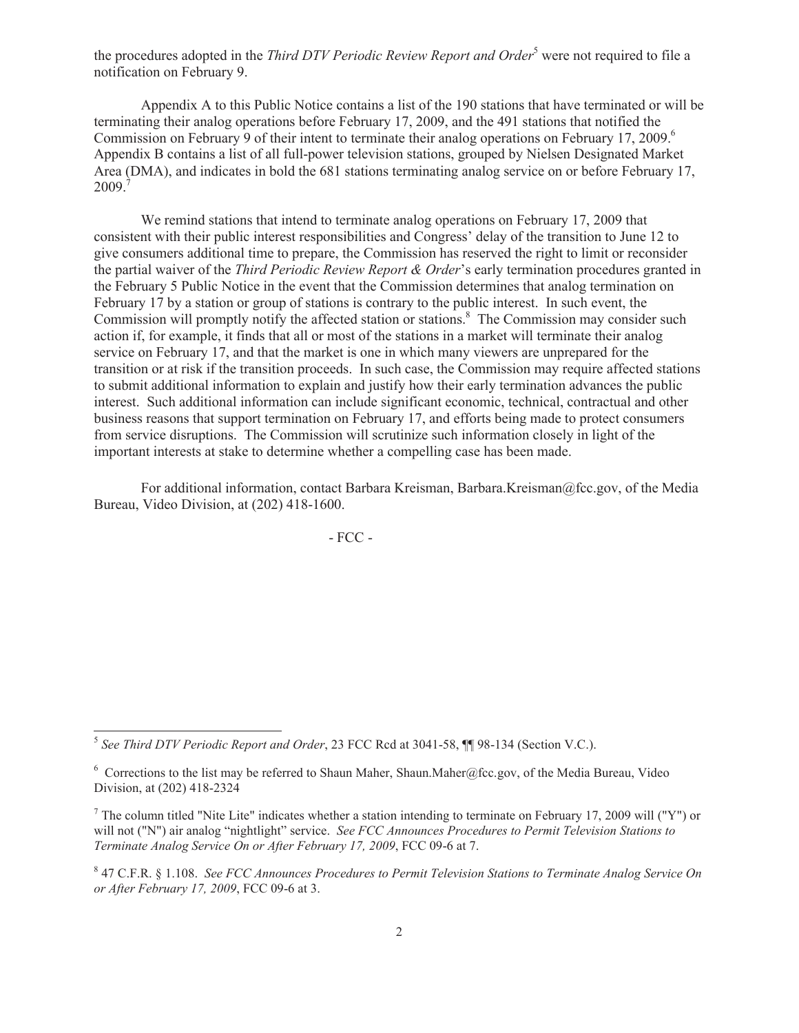the procedures adopted in the *Third DTV Periodic Review Report and Order*[5] were not required to file a notification on February 9.

Appendix A to this Public Notice contains a list of the 190 stations that have terminated or will be terminating their analog operations before February 17, 2009, and the 491 stations that notified the Commission on February 9 of their intent to terminate their analog operations on February 17, 2009.[6] Appendix B contains a list of all full-power television stations, grouped by Nielsen Designated Market Area (DMA), and indicates in bold the 681 stations terminating analog service on or before February 17, 2009.[7]

We remind stations that intend to terminate analog operations on February 17, 2009 that consistent with their public interest responsibilities and Congress' delay of the transition to June 12 to give consumers additional time to prepare, the Commission has reserved the right to limit or reconsider the partial waiver of the *Third Periodic Review Report & Order*'s early termination procedures granted in the February 5 Public Notice in the event that the Commission determines that analog termination on February 17 by a station or group of stations is contrary to the public interest. In such event, the Commission will promptly notify the affected station or stations.[8] The Commission may consider such action if, for example, it finds that all or most of the stations in a market will terminate their analog service on February 17, and that the market is one in which many viewers are unprepared for the transition or at risk if the transition proceeds. In such case, the Commission may require affected stations to submit additional information to explain and justify how their early termination advances the public interest. Such additional information can include significant economic, technical, contractual and other business reasons that support termination on February 17, and efforts being made to protect consumers from service disruptions. The Commission will scrutinize such information closely in light of the important interests at stake to determine whether a compelling case has been made.

For additional information, contact Barbara Kreisman, Barbara.Kreisman@fcc.gov, of the Media Bureau, Video Division, at (202) 418-1600.

- FCC -

---

[5] *See Third DTV Periodic Report and Order*, 23 FCC Rcd at 3041-58, ¶¶ 98-134 (Section V.C.).

[6] Corrections to the list may be referred to Shaun Maher, Shaun.Maher@fcc.gov, of the Media Bureau, Video Division, at (202) 418-2324

[7] The column titled "Nite Lite" indicates whether a station intending to terminate on February 17, 2009 will ("Y") or will not ("N") air analog "nightlight" service. *See FCC Announces Procedures to Permit Television Stations to Terminate Analog Service On or After February 17, 2009*, FCC 09-6 at 7.

[8] 47 C.F.R. § 1.108. *See FCC Announces Procedures to Permit Television Stations to Terminate Analog Service On or After February 17, 2009*, FCC 09-6 at 3.